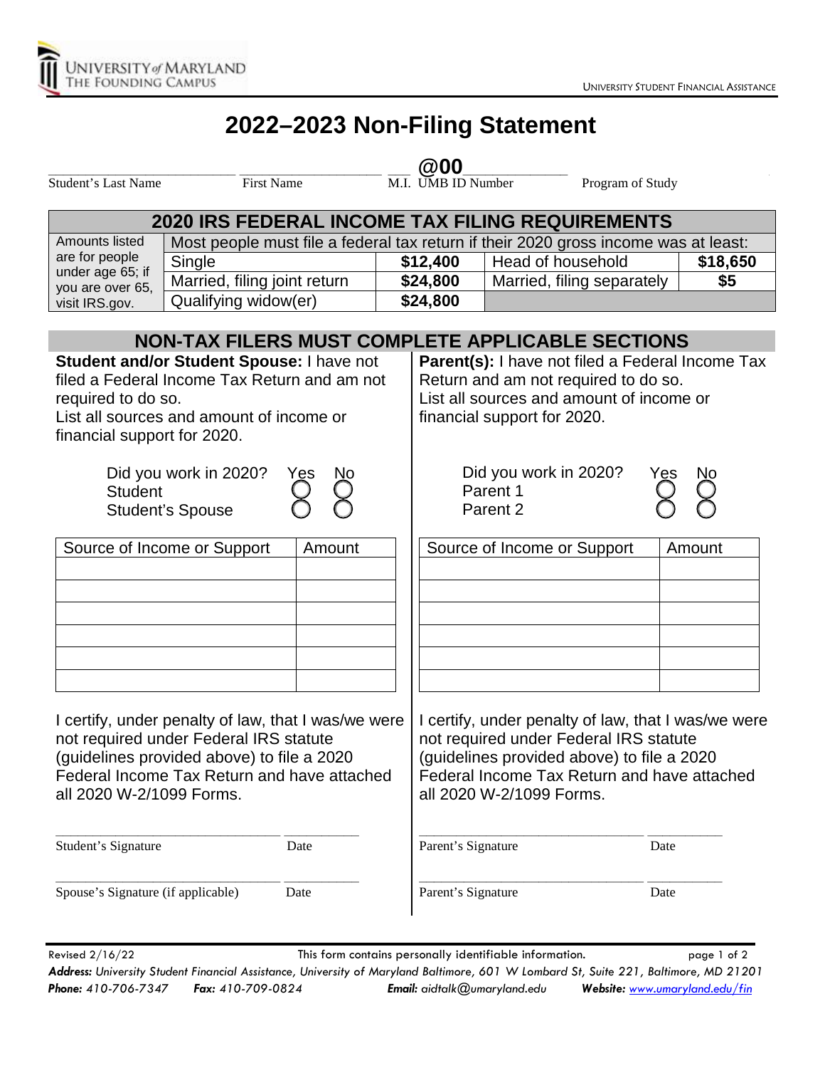University of Maryland The Founding Campus

University Student Financial Assistance

# 2022–2023 Non-Filing Statement

\_\_\_\_\_\_\_\_\_\_\_\_\_\_\_\_\_\_\_\_ \_\_\_\_\_\_\_\_\_\_\_\_\_\_\_ \_\_ @00\_\_\_\_\_\_\_\_\_\_

Student's Last Name | First Name | M.I. | UMB ID Number | Program of Study

| 2020 IRS FEDERAL INCOME TAX FILING REQUIREMENTS | | | | |
|---|---|---|---|---|
| Amounts listed are for people under age 65; if you are over 65, visit IRS.gov. | Most people must file a federal tax return if their 2020 gross income was at least: | | | |
| | Single | $12,400 | Head of household | $18,650 |
| | Married, filing joint return | $24,800 | Married, filing separately | $5 |
| | Qualifying widow(er) | $24,800 | | |

## NON-TAX FILERS MUST COMPLETE APPLICABLE SECTIONS

**Student and/or Student Spouse:** I have not filed a Federal Income Tax Return and am not required to do so.
List all sources and amount of income or financial support for 2020.

| Did you work in 2020? | Yes | No |
|---|---|---|
| Student | ○ | ○ |
| Student's Spouse | ○ | ○ |

| Source of Income or Support | Amount |
|---|---|
| | |
| | |
| | |
| | |
| | |
| | |

I certify, under penalty of law, that I was/we were not required under Federal IRS statute (guidelines provided above) to file a 2020 Federal Income Tax Return and have attached all 2020 W-2/1099 Forms.

\_\_\_\_\_\_\_\_\_\_\_\_\_\_\_\_\_\_\_\_\_\_\_\_ \_\_\_\_\_\_\_\_\_\_
Student's Signature  Date

\_\_\_\_\_\_\_\_\_\_\_\_\_\_\_\_\_\_\_\_\_\_\_\_ \_\_\_\_\_\_\_\_\_\_
Spouse's Signature (if applicable)  Date

**Parent(s):** I have not filed a Federal Income Tax Return and am not required to do so.
List all sources and amount of income or financial support for 2020.

| Did you work in 2020? | Yes | No |
|---|---|---|
| Parent 1 | ○ | ○ |
| Parent 2 | ○ | ○ |

| Source of Income or Support | Amount |
|---|---|
| | |
| | |
| | |
| | |
| | |
| | |

I certify, under penalty of law, that I was/we were not required under Federal IRS statute (guidelines provided above) to file a 2020 Federal Income Tax Return and have attached all 2020 W-2/1099 Forms.

\_\_\_\_\_\_\_\_\_\_\_\_\_\_\_\_\_\_\_\_\_\_\_\_ \_\_\_\_\_\_\_\_\_\_
Parent's Signature  Date

\_\_\_\_\_\_\_\_\_\_\_\_\_\_\_\_\_\_\_\_\_\_\_\_ \_\_\_\_\_\_\_\_\_\_
Parent's Signature  Date

Revised 2/16/22 This form contains personally identifiable information.

***Address:*** *University Student Financial Assistance, University of Maryland Baltimore, 601 W Lombard St, Suite 221, Baltimore, MD 21201*
***Phone:*** *410-706-7347* ***Fax:*** *410-709-0824* ***Email:*** *aidtalk@umaryland.edu* ***Website:*** *www.umaryland.edu/fin*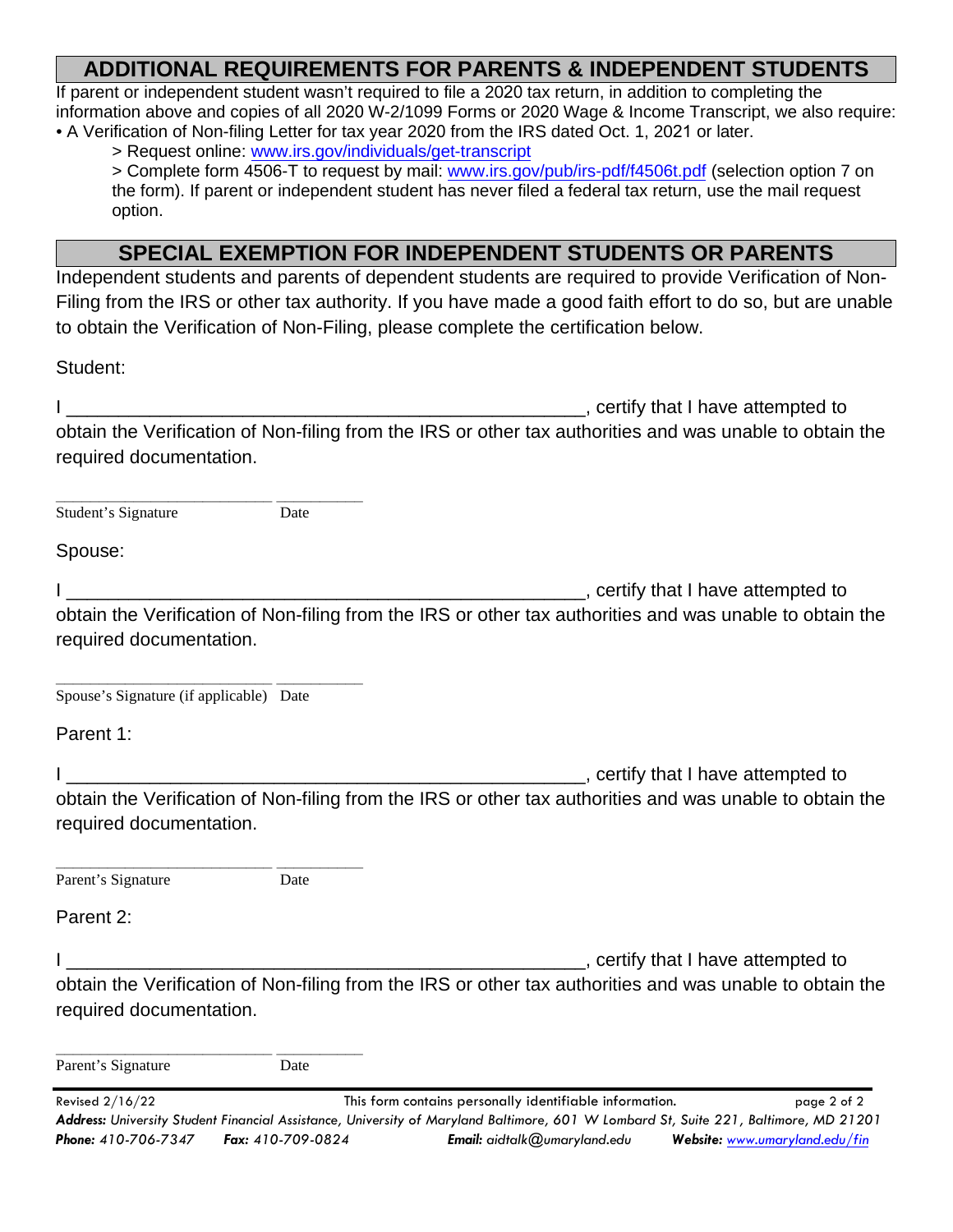## ADDITIONAL REQUIREMENTS FOR PARENTS & INDEPENDENT STUDENTS

If parent or independent student wasn't required to file a 2020 tax return, in addition to completing the information above and copies of all 2020 W-2/1099 Forms or 2020 Wage & Income Transcript, we also require:

• A Verification of Non-filing Letter for tax year 2020 from the IRS dated Oct. 1, 2021 or later.

> Request online: www.irs.gov/individuals/get-transcript

> Complete form 4506-T to request by mail: www.irs.gov/pub/irs-pdf/f4506t.pdf (selection option 7 on the form). If parent or independent student has never filed a federal tax return, use the mail request option.

## SPECIAL EXEMPTION FOR INDEPENDENT STUDENTS OR PARENTS

Independent students and parents of dependent students are required to provide Verification of Non-Filing from the IRS or other tax authority. If you have made a good faith effort to do so, but are unable to obtain the Verification of Non-Filing, please complete the certification below.

Student:

I ____________________________________________________, certify that I have attempted to obtain the Verification of Non-filing from the IRS or other tax authorities and was unable to obtain the required documentation.

___________________________ ___________

Student's Signature Date

Spouse:

I ____________________________________________________, certify that I have attempted to obtain the Verification of Non-filing from the IRS or other tax authorities and was unable to obtain the required documentation.

___________________________ ___________

Spouse's Signature (if applicable) Date

Parent 1:

I ____________________________________________________, certify that I have attempted to obtain the Verification of Non-filing from the IRS or other tax authorities and was unable to obtain the required documentation.

___________________________ ___________

Parent's Signature Date

Parent 2:

I ____________________________________________________, certify that I have attempted to obtain the Verification of Non-filing from the IRS or other tax authorities and was unable to obtain the required documentation.

___________________________ ___________

Parent's Signature Date

Revised 2/16/22 This form contains personally identifiable information.

***Address:*** *University Student Financial Assistance, University of Maryland Baltimore, 601 W Lombard St, Suite 221, Baltimore, MD 21201*

***Phone:*** *410-706-7347* ***Fax:*** *410-709-0824* ***Email:*** *aidtalk@umaryland.edu* ***Website:*** *www.umaryland.edu/fin*